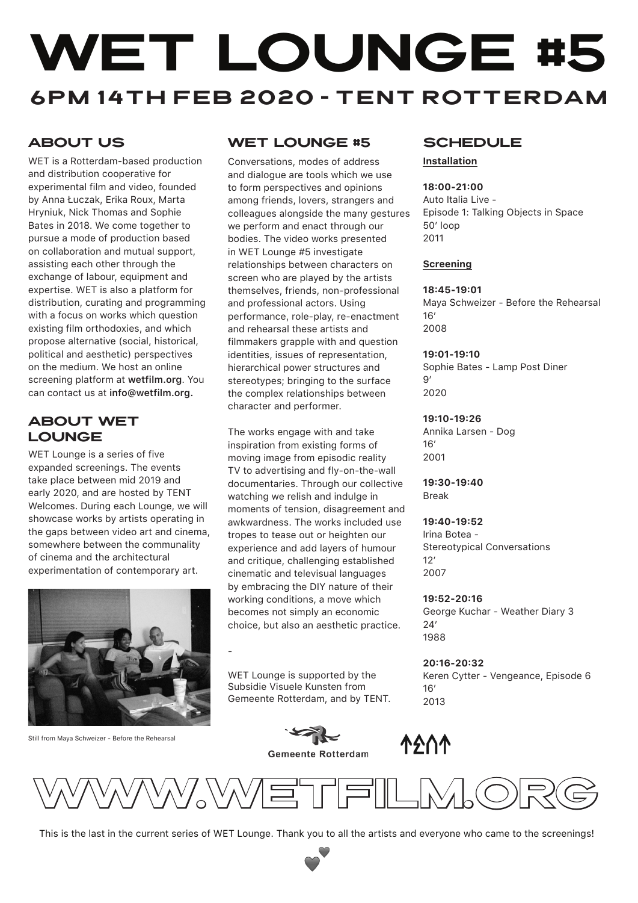# WET LOUNGE #5

## 6PM 14TH FEB 2020 - TENT ROTTERDAM

## ABOUT US

WET is a Rotterdam-based production and distribution cooperative for experimental film and video, founded by Anna Łuczak, Erika Roux, Marta Hryniuk, Nick Thomas and Sophie Bates in 2018. We come together to pursue a mode of production based on collaboration and mutual support, assisting each other through the exchange of labour, equipment and expertise. WET is also a platform for distribution, curating and programming with a focus on works which question existing film orthodoxies, and which propose alternative (social, historical, political and aesthetic) perspectives on the medium. We host an online screening platform at **wetfilm.org**. You can contact us at **info@wetfilm.org.**

## ABOUT WET LOUNGE

WET Lounge is a series of five expanded screenings. The events take place between mid 2019 and early 2020, and are hosted by TENT Welcomes. During each Lounge, we will showcase works by artists operating in the gaps between video art and cinema, somewhere between the communality of cinema and the architectural experimentation of contemporary art.

Still from Maya Schweizer - Before the Rehearsal

## WET LOUNGE #5

Conversations, modes of address and dialogue are tools which we use to form perspectives and opinions among friends, lovers, strangers and colleagues alongside the many gestures we perform and enact through our bodies. The video works presented in WET Lounge #5 investigate relationships between characters on screen who are played by the artists themselves, friends, non-professional and professional actors. Using performance, role-play, re-enactment and rehearsal these artists and filmmakers grapple with and question identities, issues of representation, hierarchical power structures and stereotypes; bringing to the surface the complex relationships between character and performer.

The works engage with and take inspiration from existing forms of moving image from episodic reality TV to advertising and fly-on-the-wall documentaries. Through our collective watching we relish and indulge in moments of tension, disagreement and awkwardness. The works included use tropes to tease out or heighten our experience and add layers of humour and critique, challenging established cinematic and televisual languages by embracing the DIY nature of their working conditions, a move which becomes not simply an economic choice, but also an aesthetic practice.

-

WET Lounge is supported by the Subsidie Visuele Kunsten from Gemeente Rotterdam, and by TENT.

## SCHEDULE

**Installation**

**18:00-21:00**
Auto Italia Live -
Episode 1: Talking Objects in Space
50′ loop
2011

**Screening**

**18:45-19:01**
Maya Schweizer - Before the Rehearsal
16′
2008

**19:01-19:10**
Sophie Bates - Lamp Post Diner
9′
2020

**19:10-19:26**
Annika Larsen - Dog
16′
2001

**19:30-19:40**
Break

**19:40-19:52**
Irina Botea -
Stereotypical Conversations
12′
2007

**19:52-20:16**
George Kuchar - Weather Diary 3
24′
1988

**20:16-20:32**
Keren Cytter - Vengeance, Episode 6
16′
2013

Gemeente Rotterdam

TENT

# WWW.WETFILM.ORG

This is the last in the current series of WET Lounge. Thank you to all the artists and everyone who came to the screenings!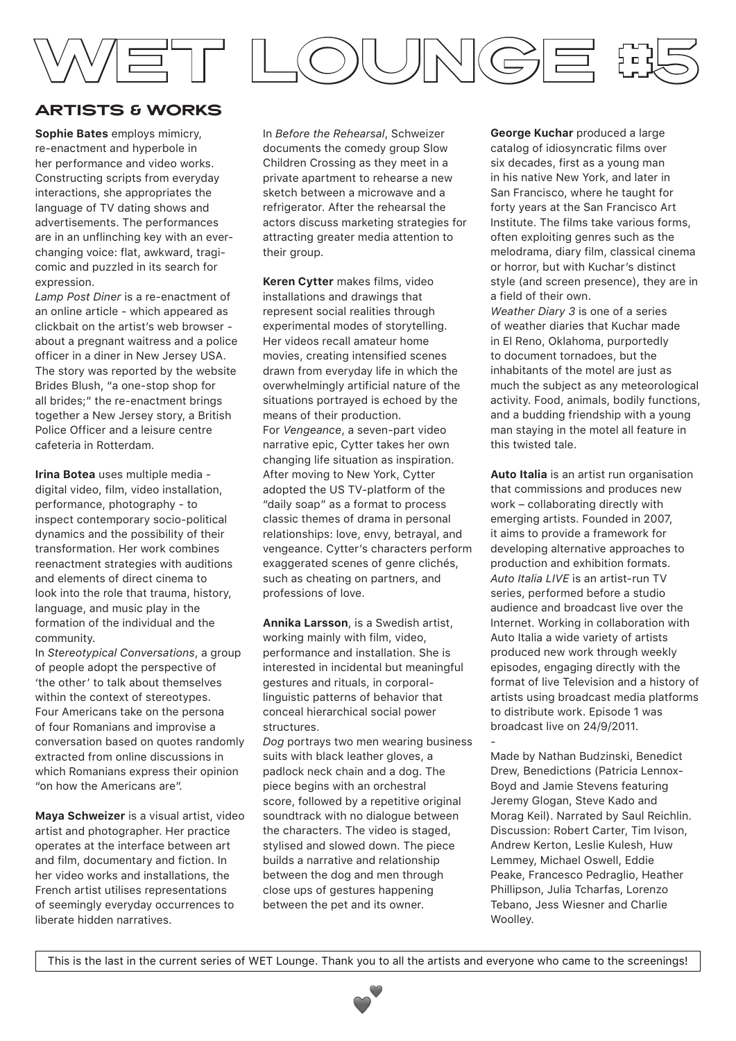# WET LOUNGE #5

## ARTISTS & WORKS

**Sophie Bates** employs mimicry, re-enactment and hyperbole in her performance and video works. Constructing scripts from everyday interactions, she appropriates the language of TV dating shows and advertisements. The performances are in an unflinching key with an ever-changing voice: flat, awkward, tragi-comic and puzzled in its search for expression.
*Lamp Post Diner* is a re-enactment of an online article - which appeared as clickbait on the artist's web browser - about a pregnant waitress and a police officer in a diner in New Jersey USA. The story was reported by the website Brides Blush, "a one-stop shop for all brides;" the re-enactment brings together a New Jersey story, a British Police Officer and a leisure centre cafeteria in Rotterdam.

**Irina Botea** uses multiple media - digital video, film, video installation, performance, photography - to inspect contemporary socio-political dynamics and the possibility of their transformation. Her work combines reenactment strategies with auditions and elements of direct cinema to look into the role that trauma, history, language, and music play in the formation of the individual and the community.
In *Stereotypical Conversations*, a group of people adopt the perspective of 'the other' to talk about themselves within the context of stereotypes. Four Americans take on the persona of four Romanians and improvise a conversation based on quotes randomly extracted from online discussions in which Romanians express their opinion "on how the Americans are".

**Maya Schweizer** is a visual artist, video artist and photographer. Her practice operates at the interface between art and film, documentary and fiction. In her video works and installations, the French artist utilises representations of seemingly everyday occurrences to liberate hidden narratives.

In *Before the Rehearsal*, Schweizer documents the comedy group Slow Children Crossing as they meet in a private apartment to rehearse a new sketch between a microwave and a refrigerator. After the rehearsal the actors discuss marketing strategies for attracting greater media attention to their group.

**Keren Cytter** makes films, video installations and drawings that represent social realities through experimental modes of storytelling. Her videos recall amateur home movies, creating intensified scenes drawn from everyday life in which the overwhelmingly artificial nature of the situations portrayed is echoed by the means of their production.
For *Vengeance*, a seven-part video narrative epic, Cytter takes her own changing life situation as inspiration. After moving to New York, Cytter adopted the US TV-platform of the "daily soap" as a format to process classic themes of drama in personal relationships: love, envy, betrayal, and vengeance. Cytter's characters perform exaggerated scenes of genre clichés, such as cheating on partners, and professions of love.

**Annika Larsson**, is a Swedish artist, working mainly with film, video, performance and installation. She is interested in incidental but meaningful gestures and rituals, in corporal-linguistic patterns of behavior that conceal hierarchical social power structures.
*Dog* portrays two men wearing business suits with black leather gloves, a padlock neck chain and a dog. The piece begins with an orchestral score, followed by a repetitive original soundtrack with no dialogue between the characters. The video is staged, stylised and slowed down. The piece builds a narrative and relationship between the dog and men through close ups of gestures happening between the pet and its owner.

**George Kuchar** produced a large catalog of idiosyncratic films over six decades, first as a young man in his native New York, and later in San Francisco, where he taught for forty years at the San Francisco Art Institute. The films take various forms, often exploiting genres such as the melodrama, diary film, classical cinema or horror, but with Kuchar's distinct style (and screen presence), they are in a field of their own.
*Weather Diary 3* is one of a series of weather diaries that Kuchar made in El Reno, Oklahoma, purportedly to document tornadoes, but the inhabitants of the motel are just as much the subject as any meteorological activity. Food, animals, bodily functions, and a budding friendship with a young man staying in the motel all feature in this twisted tale.

**Auto Italia** is an artist run organisation that commissions and produces new work – collaborating directly with emerging artists. Founded in 2007, it aims to provide a framework for developing alternative approaches to production and exhibition formats.
*Auto Italia LIVE* is an artist-run TV series, performed before a studio audience and broadcast live over the Internet. Working in collaboration with Auto Italia a wide variety of artists produced new work through weekly episodes, engaging directly with the format of live Television and a history of artists using broadcast media platforms to distribute work. Episode 1 was broadcast live on 24/9/2011.
-
Made by Nathan Budzinski, Benedict Drew, Benedictions (Patricia Lennox-Boyd and Jamie Stevens featuring Jeremy Glogan, Steve Kado and Morag Keil). Narrated by Saul Reichlin. Discussion: Robert Carter, Tim Ivison, Andrew Kerton, Leslie Kulesh, Huw Lemmey, Michael Oswell, Eddie Peake, Francesco Pedraglio, Heather Phillipson, Julia Tcharfas, Lorenzo Tebano, Jess Wiesner and Charlie Woolley.

This is the last in the current series of WET Lounge. Thank you to all the artists and everyone who came to the screenings!